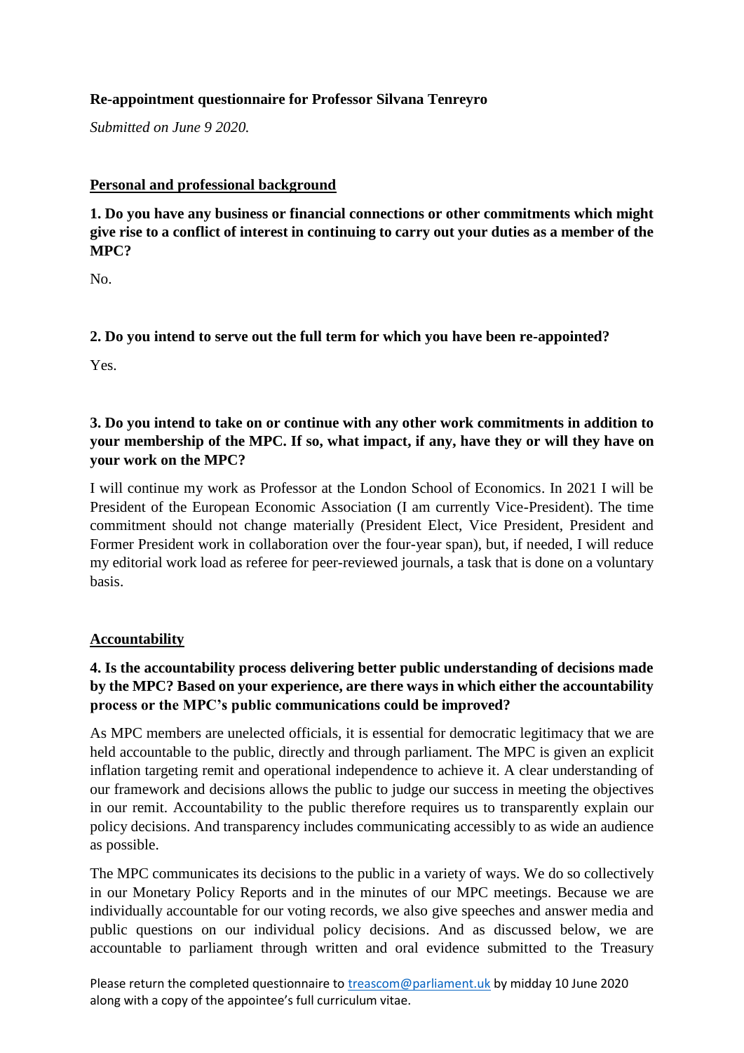**Re-appointment questionnaire for Professor Silvana Tenreyro**

*Submitted on June 9 2020.*

**Personal and professional background**

**1. Do you have any business or financial connections or other commitments which might give rise to a conflict of interest in continuing to carry out your duties as a member of the MPC?**

No.

**2. Do you intend to serve out the full term for which you have been re-appointed?**

Yes.

**3. Do you intend to take on or continue with any other work commitments in addition to your membership of the MPC. If so, what impact, if any, have they or will they have on your work on the MPC?**

I will continue my work as Professor at the London School of Economics. In 2021 I will be President of the European Economic Association (I am currently Vice-President). The time commitment should not change materially (President Elect, Vice President, President and Former President work in collaboration over the four-year span), but, if needed, I will reduce my editorial work load as referee for peer-reviewed journals, a task that is done on a voluntary basis.

**Accountability**

**4. Is the accountability process delivering better public understanding of decisions made by the MPC? Based on your experience, are there ways in which either the accountability process or the MPC's public communications could be improved?**

As MPC members are unelected officials, it is essential for democratic legitimacy that we are held accountable to the public, directly and through parliament. The MPC is given an explicit inflation targeting remit and operational independence to achieve it. A clear understanding of our framework and decisions allows the public to judge our success in meeting the objectives in our remit. Accountability to the public therefore requires us to transparently explain our policy decisions. And transparency includes communicating accessibly to as wide an audience as possible.

The MPC communicates its decisions to the public in a variety of ways. We do so collectively in our Monetary Policy Reports and in the minutes of our MPC meetings. Because we are individually accountable for our voting records, we also give speeches and answer media and public questions on our individual policy decisions. And as discussed below, we are accountable to parliament through written and oral evidence submitted to the Treasury

Please return the completed questionnaire to treascom@parliament.uk by midday 10 June 2020 along with a copy of the appointee's full curriculum vitae.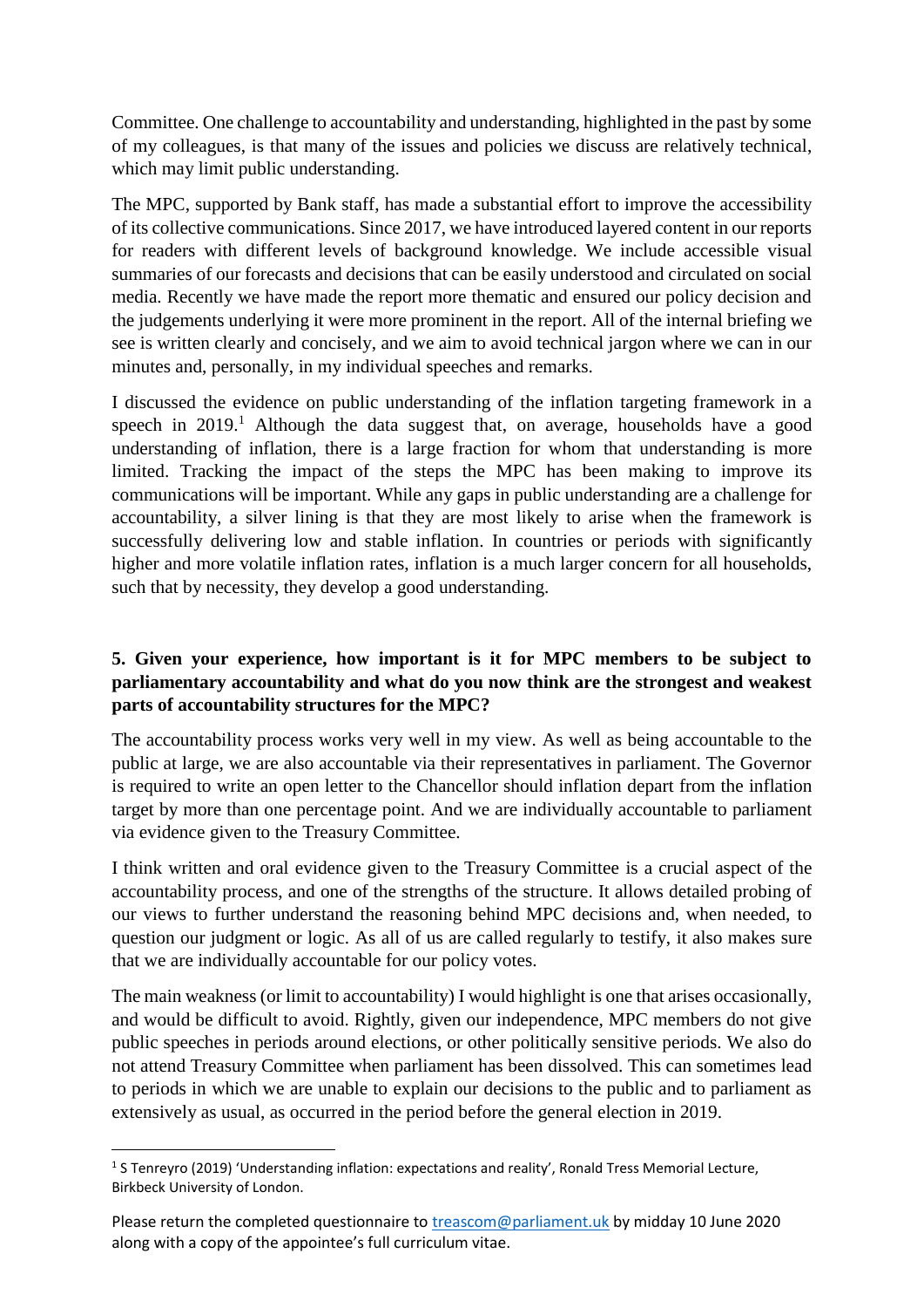Committee. One challenge to accountability and understanding, highlighted in the past by some of my colleagues, is that many of the issues and policies we discuss are relatively technical, which may limit public understanding.

The MPC, supported by Bank staff, has made a substantial effort to improve the accessibility of its collective communications. Since 2017, we have introduced layered content in our reports for readers with different levels of background knowledge. We include accessible visual summaries of our forecasts and decisions that can be easily understood and circulated on social media. Recently we have made the report more thematic and ensured our policy decision and the judgements underlying it were more prominent in the report. All of the internal briefing we see is written clearly and concisely, and we aim to avoid technical jargon where we can in our minutes and, personally, in my individual speeches and remarks.

I discussed the evidence on public understanding of the inflation targeting framework in a speech in 2019.[1] Although the data suggest that, on average, households have a good understanding of inflation, there is a large fraction for whom that understanding is more limited. Tracking the impact of the steps the MPC has been making to improve its communications will be important. While any gaps in public understanding are a challenge for accountability, a silver lining is that they are most likely to arise when the framework is successfully delivering low and stable inflation. In countries or periods with significantly higher and more volatile inflation rates, inflation is a much larger concern for all households, such that by necessity, they develop a good understanding.

**5. Given your experience, how important is it for MPC members to be subject to parliamentary accountability and what do you now think are the strongest and weakest parts of accountability structures for the MPC?**

The accountability process works very well in my view. As well as being accountable to the public at large, we are also accountable via their representatives in parliament. The Governor is required to write an open letter to the Chancellor should inflation depart from the inflation target by more than one percentage point. And we are individually accountable to parliament via evidence given to the Treasury Committee.

I think written and oral evidence given to the Treasury Committee is a crucial aspect of the accountability process, and one of the strengths of the structure. It allows detailed probing of our views to further understand the reasoning behind MPC decisions and, when needed, to question our judgment or logic. As all of us are called regularly to testify, it also makes sure that we are individually accountable for our policy votes.

The main weakness (or limit to accountability) I would highlight is one that arises occasionally, and would be difficult to avoid. Rightly, given our independence, MPC members do not give public speeches in periods around elections, or other politically sensitive periods. We also do not attend Treasury Committee when parliament has been dissolved. This can sometimes lead to periods in which we are unable to explain our decisions to the public and to parliament as extensively as usual, as occurred in the period before the general election in 2019.

[1] S Tenreyro (2019) 'Understanding inflation: expectations and reality', Ronald Tress Memorial Lecture, Birkbeck University of London.

Please return the completed questionnaire to treascom@parliament.uk by midday 10 June 2020 along with a copy of the appointee's full curriculum vitae.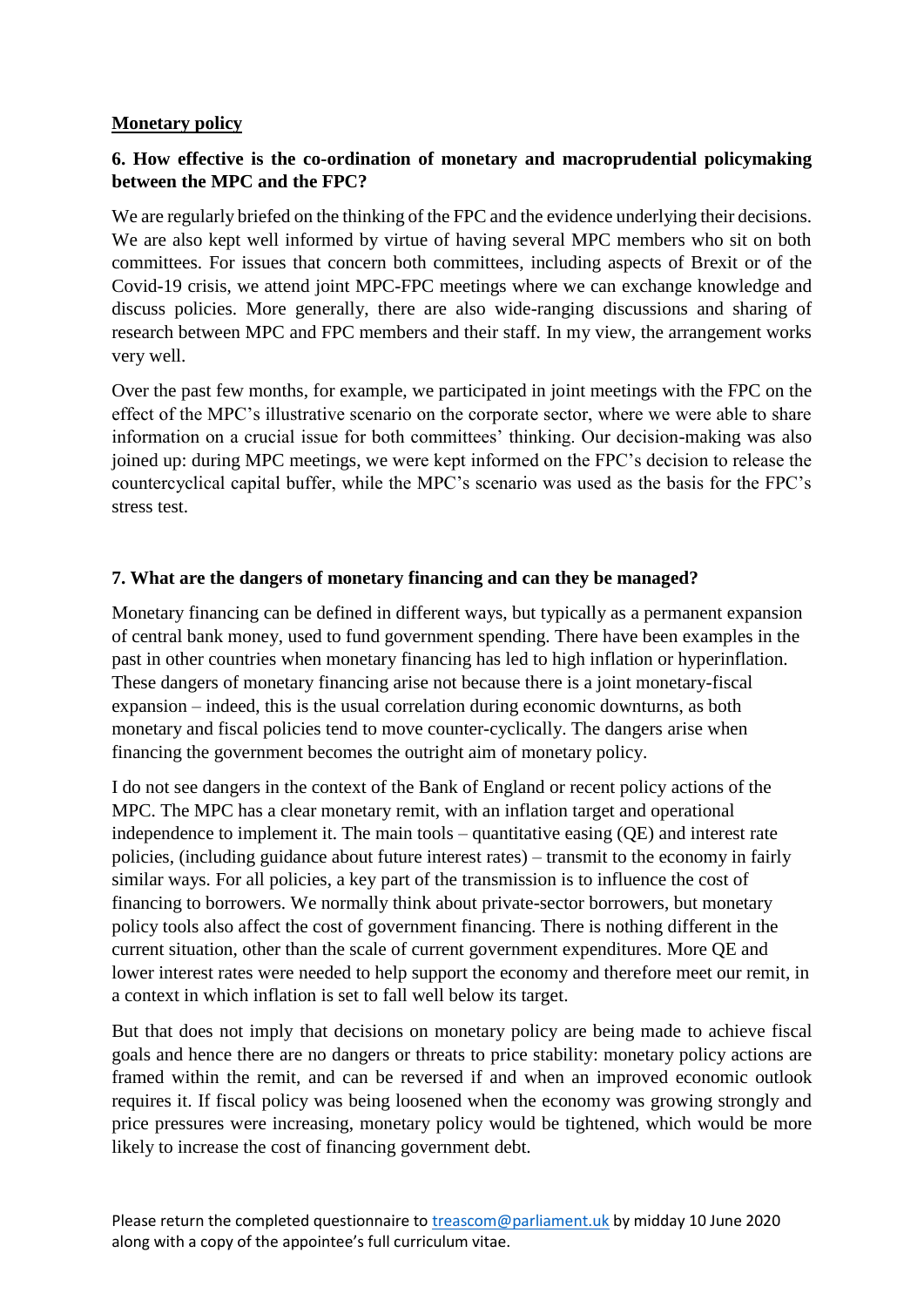## Monetary policy

### 6. How effective is the co-ordination of monetary and macroprudential policymaking between the MPC and the FPC?

We are regularly briefed on the thinking of the FPC and the evidence underlying their decisions. We are also kept well informed by virtue of having several MPC members who sit on both committees. For issues that concern both committees, including aspects of Brexit or of the Covid-19 crisis, we attend joint MPC-FPC meetings where we can exchange knowledge and discuss policies. More generally, there are also wide-ranging discussions and sharing of research between MPC and FPC members and their staff. In my view, the arrangement works very well.

Over the past few months, for example, we participated in joint meetings with the FPC on the effect of the MPC's illustrative scenario on the corporate sector, where we were able to share information on a crucial issue for both committees' thinking. Our decision-making was also joined up: during MPC meetings, we were kept informed on the FPC's decision to release the countercyclical capital buffer, while the MPC's scenario was used as the basis for the FPC's stress test.

### 7. What are the dangers of monetary financing and can they be managed?

Monetary financing can be defined in different ways, but typically as a permanent expansion of central bank money, used to fund government spending. There have been examples in the past in other countries when monetary financing has led to high inflation or hyperinflation. These dangers of monetary financing arise not because there is a joint monetary-fiscal expansion – indeed, this is the usual correlation during economic downturns, as both monetary and fiscal policies tend to move counter-cyclically. The dangers arise when financing the government becomes the outright aim of monetary policy.

I do not see dangers in the context of the Bank of England or recent policy actions of the MPC. The MPC has a clear monetary remit, with an inflation target and operational independence to implement it. The main tools – quantitative easing (QE) and interest rate policies, (including guidance about future interest rates) – transmit to the economy in fairly similar ways. For all policies, a key part of the transmission is to influence the cost of financing to borrowers. We normally think about private-sector borrowers, but monetary policy tools also affect the cost of government financing. There is nothing different in the current situation, other than the scale of current government expenditures. More QE and lower interest rates were needed to help support the economy and therefore meet our remit, in a context in which inflation is set to fall well below its target.

But that does not imply that decisions on monetary policy are being made to achieve fiscal goals and hence there are no dangers or threats to price stability: monetary policy actions are framed within the remit, and can be reversed if and when an improved economic outlook requires it. If fiscal policy was being loosened when the economy was growing strongly and price pressures were increasing, monetary policy would be tightened, which would be more likely to increase the cost of financing government debt.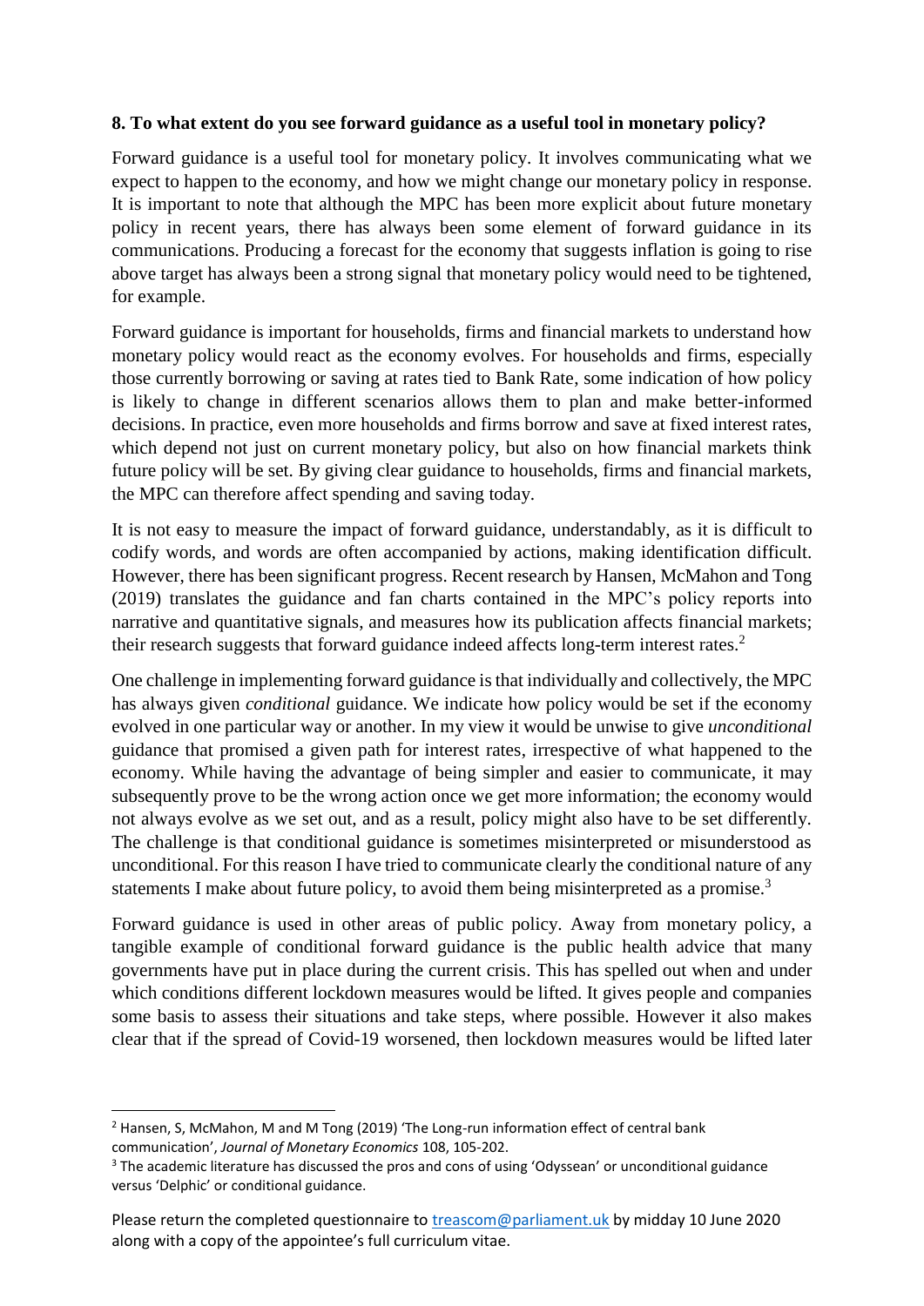**8. To what extent do you see forward guidance as a useful tool in monetary policy?**

Forward guidance is a useful tool for monetary policy. It involves communicating what we expect to happen to the economy, and how we might change our monetary policy in response. It is important to note that although the MPC has been more explicit about future monetary policy in recent years, there has always been some element of forward guidance in its communications. Producing a forecast for the economy that suggests inflation is going to rise above target has always been a strong signal that monetary policy would need to be tightened, for example.

Forward guidance is important for households, firms and financial markets to understand how monetary policy would react as the economy evolves. For households and firms, especially those currently borrowing or saving at rates tied to Bank Rate, some indication of how policy is likely to change in different scenarios allows them to plan and make better-informed decisions. In practice, even more households and firms borrow and save at fixed interest rates, which depend not just on current monetary policy, but also on how financial markets think future policy will be set. By giving clear guidance to households, firms and financial markets, the MPC can therefore affect spending and saving today.

It is not easy to measure the impact of forward guidance, understandably, as it is difficult to codify words, and words are often accompanied by actions, making identification difficult. However, there has been significant progress. Recent research by Hansen, McMahon and Tong (2019) translates the guidance and fan charts contained in the MPC's policy reports into narrative and quantitative signals, and measures how its publication affects financial markets; their research suggests that forward guidance indeed affects long-term interest rates.[2]

One challenge in implementing forward guidance is that individually and collectively, the MPC has always given *conditional* guidance. We indicate how policy would be set if the economy evolved in one particular way or another. In my view it would be unwise to give *unconditional* guidance that promised a given path for interest rates, irrespective of what happened to the economy. While having the advantage of being simpler and easier to communicate, it may subsequently prove to be the wrong action once we get more information; the economy would not always evolve as we set out, and as a result, policy might also have to be set differently. The challenge is that conditional guidance is sometimes misinterpreted or misunderstood as unconditional. For this reason I have tried to communicate clearly the conditional nature of any statements I make about future policy, to avoid them being misinterpreted as a promise.[3]

Forward guidance is used in other areas of public policy. Away from monetary policy, a tangible example of conditional forward guidance is the public health advice that many governments have put in place during the current crisis. This has spelled out when and under which conditions different lockdown measures would be lifted. It gives people and companies some basis to assess their situations and take steps, where possible. However it also makes clear that if the spread of Covid-19 worsened, then lockdown measures would be lifted later

---

[2] Hansen, S, McMahon, M and M Tong (2019) 'The Long-run information effect of central bank communication', *Journal of Monetary Economics* 108, 105-202.

[3] The academic literature has discussed the pros and cons of using 'Odyssean' or unconditional guidance versus 'Delphic' or conditional guidance.

Please return the completed questionnaire to treascom@parliament.uk by midday 10 June 2020 along with a copy of the appointee's full curriculum vitae.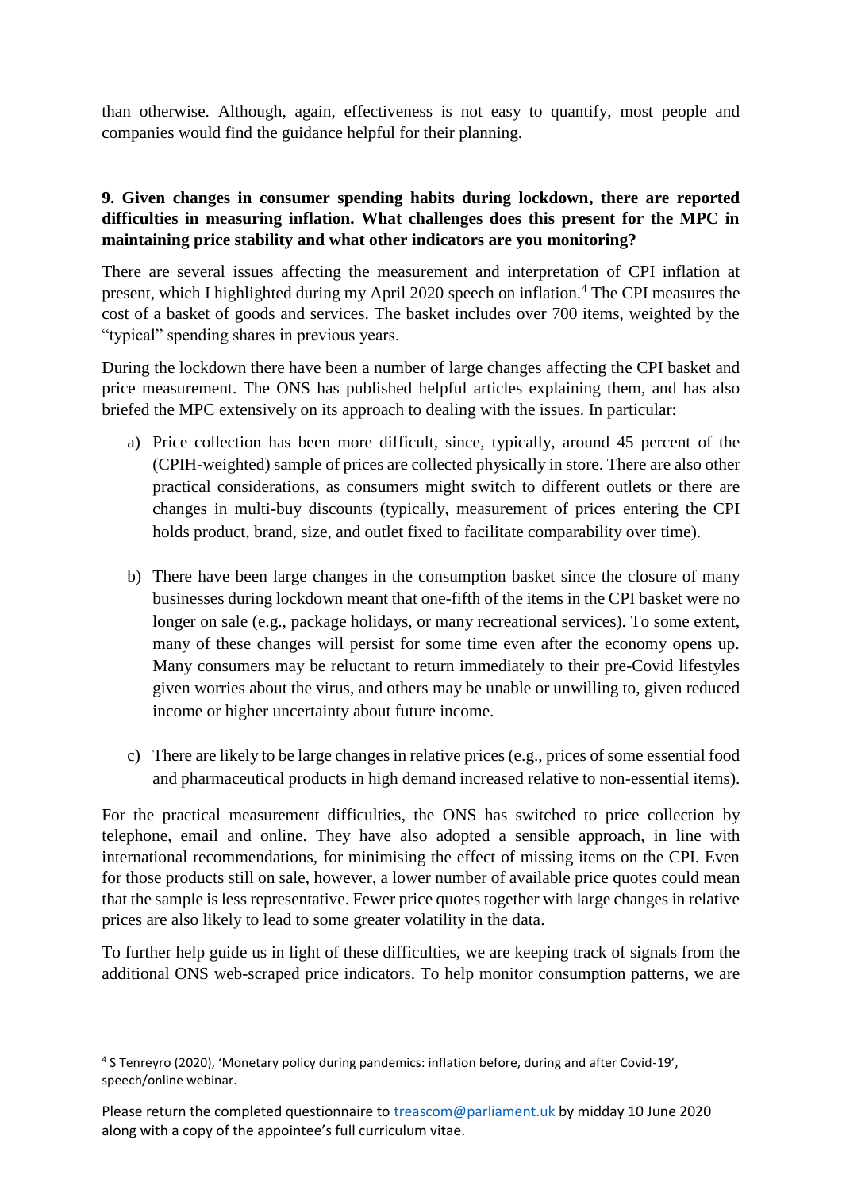than otherwise. Although, again, effectiveness is not easy to quantify, most people and companies would find the guidance helpful for their planning.

**9. Given changes in consumer spending habits during lockdown, there are reported difficulties in measuring inflation. What challenges does this present for the MPC in maintaining price stability and what other indicators are you monitoring?**

There are several issues affecting the measurement and interpretation of CPI inflation at present, which I highlighted during my April 2020 speech on inflation.[4] The CPI measures the cost of a basket of goods and services. The basket includes over 700 items, weighted by the "typical" spending shares in previous years.

During the lockdown there have been a number of large changes affecting the CPI basket and price measurement. The ONS has published helpful articles explaining them, and has also briefed the MPC extensively on its approach to dealing with the issues. In particular:

a) Price collection has been more difficult, since, typically, around 45 percent of the (CPIH-weighted) sample of prices are collected physically in store. There are also other practical considerations, as consumers might switch to different outlets or there are changes in multi-buy discounts (typically, measurement of prices entering the CPI holds product, brand, size, and outlet fixed to facilitate comparability over time).

b) There have been large changes in the consumption basket since the closure of many businesses during lockdown meant that one-fifth of the items in the CPI basket were no longer on sale (e.g., package holidays, or many recreational services). To some extent, many of these changes will persist for some time even after the economy opens up. Many consumers may be reluctant to return immediately to their pre-Covid lifestyles given worries about the virus, and others may be unable or unwilling to, given reduced income or higher uncertainty about future income.

c) There are likely to be large changes in relative prices (e.g., prices of some essential food and pharmaceutical products in high demand increased relative to non-essential items).

For the practical measurement difficulties, the ONS has switched to price collection by telephone, email and online. They have also adopted a sensible approach, in line with international recommendations, for minimising the effect of missing items on the CPI. Even for those products still on sale, however, a lower number of available price quotes could mean that the sample is less representative. Fewer price quotes together with large changes in relative prices are also likely to lead to some greater volatility in the data.

To further help guide us in light of these difficulties, we are keeping track of signals from the additional ONS web-scraped price indicators. To help monitor consumption patterns, we are

[4] S Tenreyro (2020), 'Monetary policy during pandemics: inflation before, during and after Covid-19', speech/online webinar.

Please return the completed questionnaire to treascom@parliament.uk by midday 10 June 2020 along with a copy of the appointee's full curriculum vitae.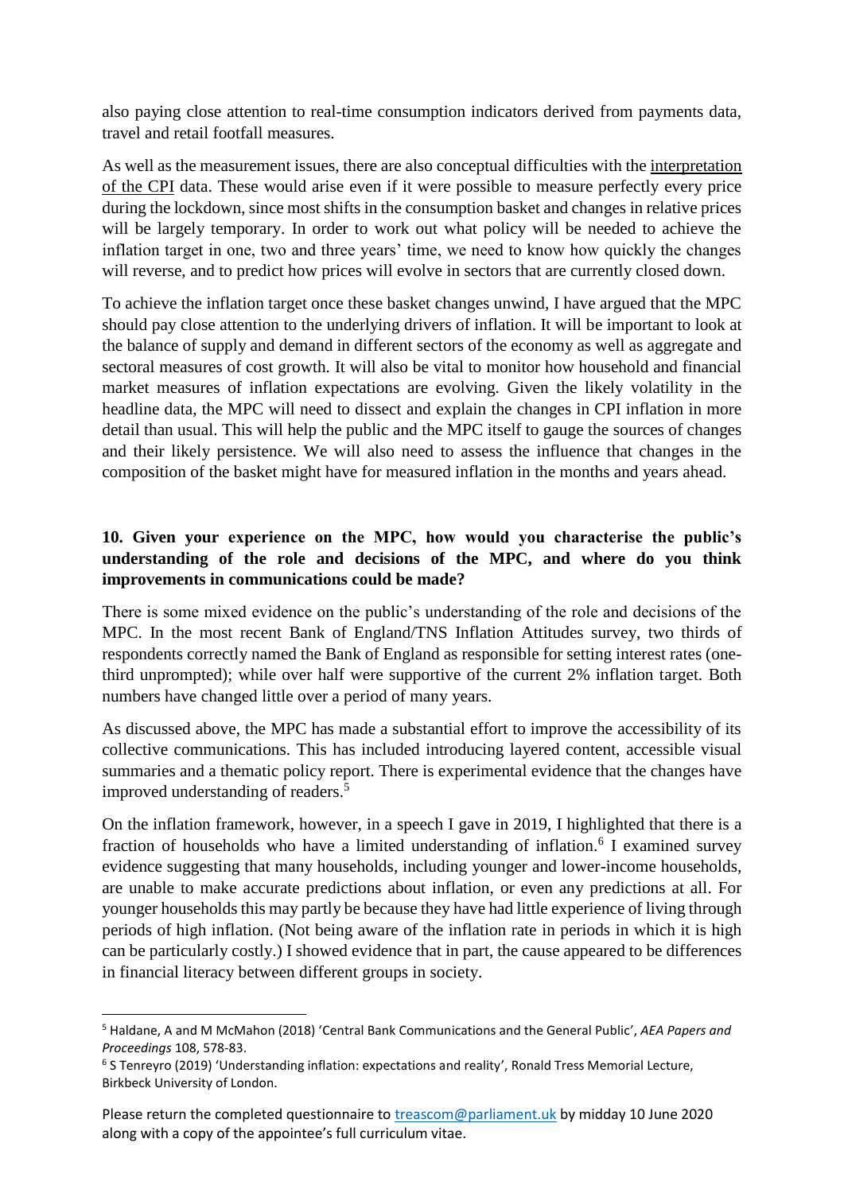also paying close attention to real-time consumption indicators derived from payments data, travel and retail footfall measures.

As well as the measurement issues, there are also conceptual difficulties with the interpretation of the CPI data. These would arise even if it were possible to measure perfectly every price during the lockdown, since most shifts in the consumption basket and changes in relative prices will be largely temporary. In order to work out what policy will be needed to achieve the inflation target in one, two and three years' time, we need to know how quickly the changes will reverse, and to predict how prices will evolve in sectors that are currently closed down.

To achieve the inflation target once these basket changes unwind, I have argued that the MPC should pay close attention to the underlying drivers of inflation. It will be important to look at the balance of supply and demand in different sectors of the economy as well as aggregate and sectoral measures of cost growth. It will also be vital to monitor how household and financial market measures of inflation expectations are evolving. Given the likely volatility in the headline data, the MPC will need to dissect and explain the changes in CPI inflation in more detail than usual. This will help the public and the MPC itself to gauge the sources of changes and their likely persistence. We will also need to assess the influence that changes in the composition of the basket might have for measured inflation in the months and years ahead.

**10. Given your experience on the MPC, how would you characterise the public's understanding of the role and decisions of the MPC, and where do you think improvements in communications could be made?**

There is some mixed evidence on the public's understanding of the role and decisions of the MPC. In the most recent Bank of England/TNS Inflation Attitudes survey, two thirds of respondents correctly named the Bank of England as responsible for setting interest rates (one-third unprompted); while over half were supportive of the current 2% inflation target. Both numbers have changed little over a period of many years.

As discussed above, the MPC has made a substantial effort to improve the accessibility of its collective communications. This has included introducing layered content, accessible visual summaries and a thematic policy report. There is experimental evidence that the changes have improved understanding of readers.[5]

On the inflation framework, however, in a speech I gave in 2019, I highlighted that there is a fraction of households who have a limited understanding of inflation.[6] I examined survey evidence suggesting that many households, including younger and lower-income households, are unable to make accurate predictions about inflation, or even any predictions at all. For younger households this may partly be because they have had little experience of living through periods of high inflation. (Not being aware of the inflation rate in periods in which it is high can be particularly costly.) I showed evidence that in part, the cause appeared to be differences in financial literacy between different groups in society.

[5] Haldane, A and M McMahon (2018) 'Central Bank Communications and the General Public', *AEA Papers and Proceedings* 108, 578-83.

[6] S Tenreyro (2019) 'Understanding inflation: expectations and reality', Ronald Tress Memorial Lecture, Birkbeck University of London.

Please return the completed questionnaire to treascom@parliament.uk by midday 10 June 2020 along with a copy of the appointee's full curriculum vitae.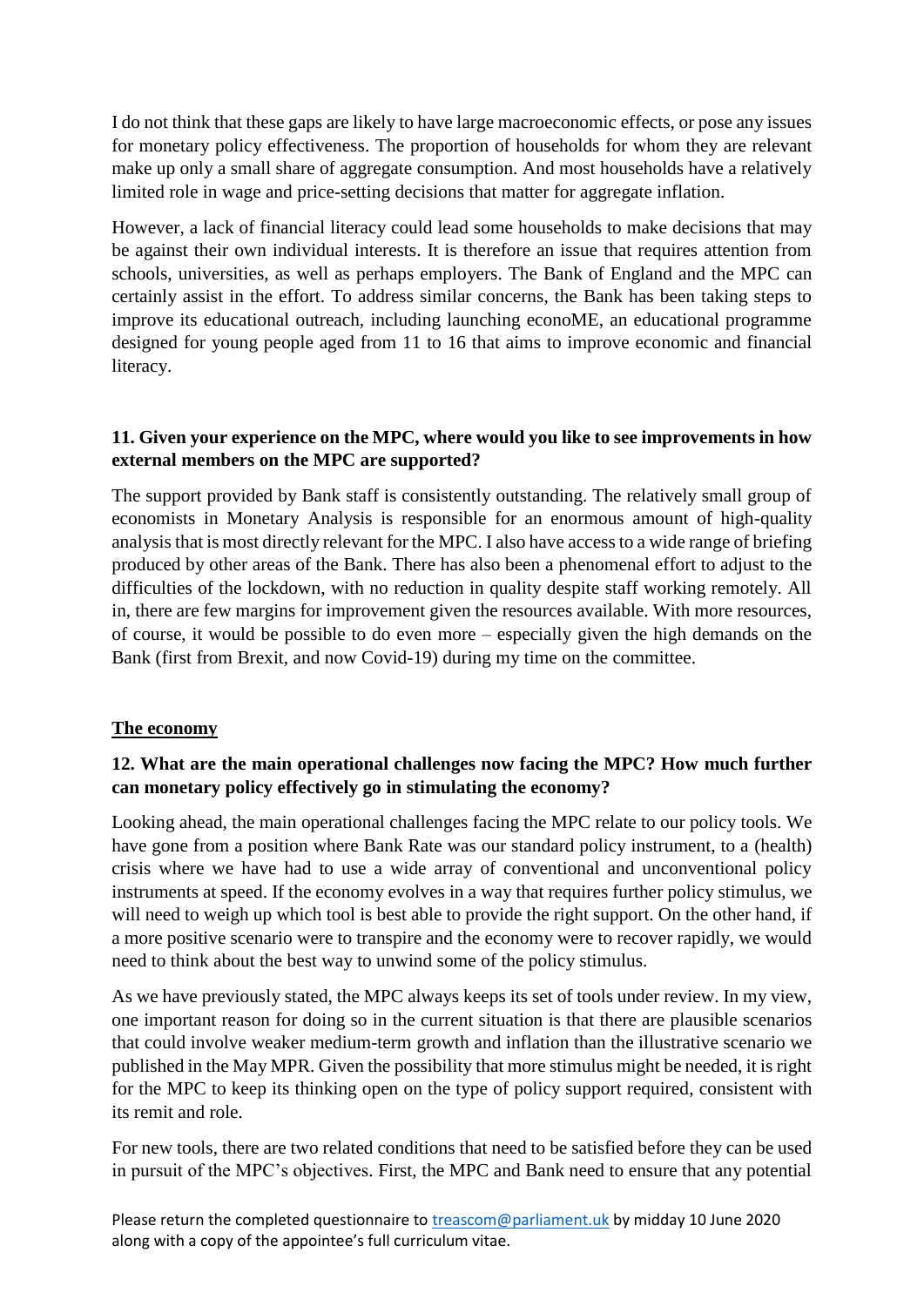I do not think that these gaps are likely to have large macroeconomic effects, or pose any issues for monetary policy effectiveness. The proportion of households for whom they are relevant make up only a small share of aggregate consumption. And most households have a relatively limited role in wage and price-setting decisions that matter for aggregate inflation.

However, a lack of financial literacy could lead some households to make decisions that may be against their own individual interests. It is therefore an issue that requires attention from schools, universities, as well as perhaps employers. The Bank of England and the MPC can certainly assist in the effort. To address similar concerns, the Bank has been taking steps to improve its educational outreach, including launching econoME, an educational programme designed for young people aged from 11 to 16 that aims to improve economic and financial literacy.

**11. Given your experience on the MPC, where would you like to see improvements in how external members on the MPC are supported?**

The support provided by Bank staff is consistently outstanding. The relatively small group of economists in Monetary Analysis is responsible for an enormous amount of high-quality analysis that is most directly relevant for the MPC. I also have access to a wide range of briefing produced by other areas of the Bank. There has also been a phenomenal effort to adjust to the difficulties of the lockdown, with no reduction in quality despite staff working remotely. All in, there are few margins for improvement given the resources available. With more resources, of course, it would be possible to do even more – especially given the high demands on the Bank (first from Brexit, and now Covid-19) during my time on the committee.

## <u>The economy</u>

**12. What are the main operational challenges now facing the MPC? How much further can monetary policy effectively go in stimulating the economy?**

Looking ahead, the main operational challenges facing the MPC relate to our policy tools. We have gone from a position where Bank Rate was our standard policy instrument, to a (health) crisis where we have had to use a wide array of conventional and unconventional policy instruments at speed. If the economy evolves in a way that requires further policy stimulus, we will need to weigh up which tool is best able to provide the right support. On the other hand, if a more positive scenario were to transpire and the economy were to recover rapidly, we would need to think about the best way to unwind some of the policy stimulus.

As we have previously stated, the MPC always keeps its set of tools under review. In my view, one important reason for doing so in the current situation is that there are plausible scenarios that could involve weaker medium-term growth and inflation than the illustrative scenario we published in the May MPR. Given the possibility that more stimulus might be needed, it is right for the MPC to keep its thinking open on the type of policy support required, consistent with its remit and role.

For new tools, there are two related conditions that need to be satisfied before they can be used in pursuit of the MPC's objectives. First, the MPC and Bank need to ensure that any potential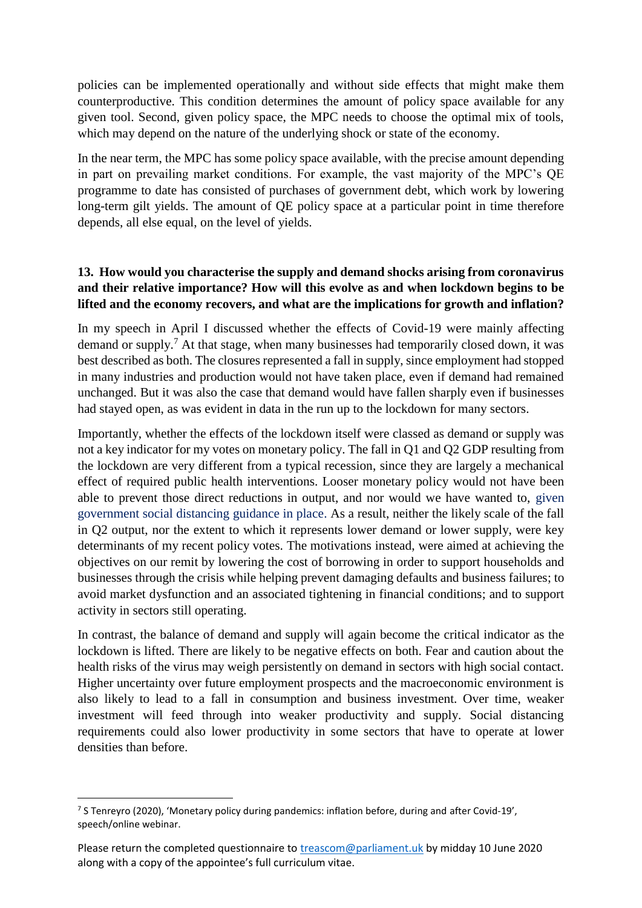policies can be implemented operationally and without side effects that might make them counterproductive. This condition determines the amount of policy space available for any given tool. Second, given policy space, the MPC needs to choose the optimal mix of tools, which may depend on the nature of the underlying shock or state of the economy.

In the near term, the MPC has some policy space available, with the precise amount depending in part on prevailing market conditions. For example, the vast majority of the MPC's QE programme to date has consisted of purchases of government debt, which work by lowering long-term gilt yields. The amount of QE policy space at a particular point in time therefore depends, all else equal, on the level of yields.

**13. How would you characterise the supply and demand shocks arising from coronavirus and their relative importance? How will this evolve as and when lockdown begins to be lifted and the economy recovers, and what are the implications for growth and inflation?**

In my speech in April I discussed whether the effects of Covid-19 were mainly affecting demand or supply.[7] At that stage, when many businesses had temporarily closed down, it was best described as both. The closures represented a fall in supply, since employment had stopped in many industries and production would not have taken place, even if demand had remained unchanged. But it was also the case that demand would have fallen sharply even if businesses had stayed open, as was evident in data in the run up to the lockdown for many sectors.

Importantly, whether the effects of the lockdown itself were classed as demand or supply was not a key indicator for my votes on monetary policy. The fall in Q1 and Q2 GDP resulting from the lockdown are very different from a typical recession, since they are largely a mechanical effect of required public health interventions. Looser monetary policy would not have been able to prevent those direct reductions in output, and nor would we have wanted to, given government social distancing guidance in place. As a result, neither the likely scale of the fall in Q2 output, nor the extent to which it represents lower demand or lower supply, were key determinants of my recent policy votes. The motivations instead, were aimed at achieving the objectives on our remit by lowering the cost of borrowing in order to support households and businesses through the crisis while helping prevent damaging defaults and business failures; to avoid market dysfunction and an associated tightening in financial conditions; and to support activity in sectors still operating.

In contrast, the balance of demand and supply will again become the critical indicator as the lockdown is lifted. There are likely to be negative effects on both. Fear and caution about the health risks of the virus may weigh persistently on demand in sectors with high social contact. Higher uncertainty over future employment prospects and the macroeconomic environment is also likely to lead to a fall in consumption and business investment. Over time, weaker investment will feed through into weaker productivity and supply. Social distancing requirements could also lower productivity in some sectors that have to operate at lower densities than before.

[7] S Tenreyro (2020), 'Monetary policy during pandemics: inflation before, during and after Covid-19', speech/online webinar.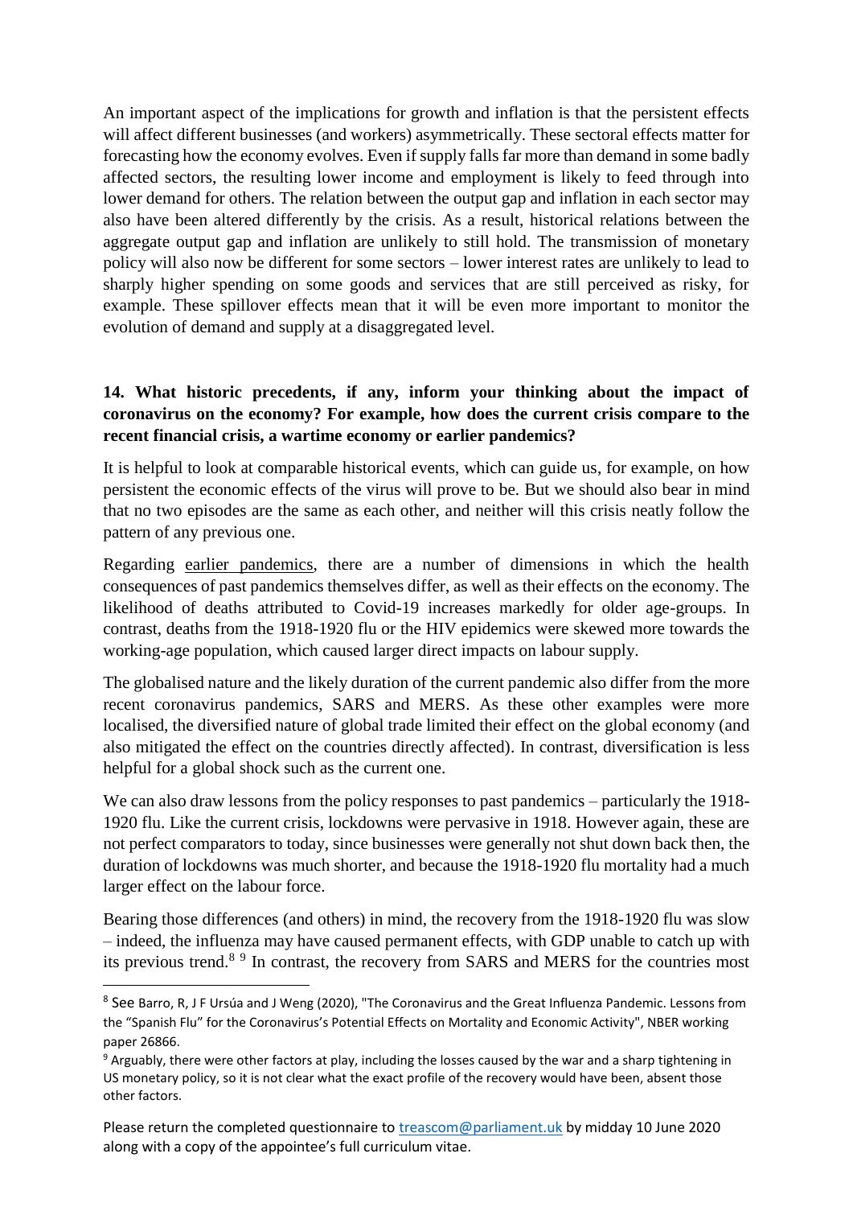An important aspect of the implications for growth and inflation is that the persistent effects will affect different businesses (and workers) asymmetrically. These sectoral effects matter for forecasting how the economy evolves. Even if supply falls far more than demand in some badly affected sectors, the resulting lower income and employment is likely to feed through into lower demand for others. The relation between the output gap and inflation in each sector may also have been altered differently by the crisis. As a result, historical relations between the aggregate output gap and inflation are unlikely to still hold. The transmission of monetary policy will also now be different for some sectors – lower interest rates are unlikely to lead to sharply higher spending on some goods and services that are still perceived as risky, for example. These spillover effects mean that it will be even more important to monitor the evolution of demand and supply at a disaggregated level.

**14. What historic precedents, if any, inform your thinking about the impact of coronavirus on the economy? For example, how does the current crisis compare to the recent financial crisis, a wartime economy or earlier pandemics?**

It is helpful to look at comparable historical events, which can guide us, for example, on how persistent the economic effects of the virus will prove to be. But we should also bear in mind that no two episodes are the same as each other, and neither will this crisis neatly follow the pattern of any previous one.

Regarding earlier pandemics, there are a number of dimensions in which the health consequences of past pandemics themselves differ, as well as their effects on the economy. The likelihood of deaths attributed to Covid-19 increases markedly for older age-groups. In contrast, deaths from the 1918-1920 flu or the HIV epidemics were skewed more towards the working-age population, which caused larger direct impacts on labour supply.

The globalised nature and the likely duration of the current pandemic also differ from the more recent coronavirus pandemics, SARS and MERS. As these other examples were more localised, the diversified nature of global trade limited their effect on the global economy (and also mitigated the effect on the countries directly affected). In contrast, diversification is less helpful for a global shock such as the current one.

We can also draw lessons from the policy responses to past pandemics – particularly the 1918-1920 flu. Like the current crisis, lockdowns were pervasive in 1918. However again, these are not perfect comparators to today, since businesses were generally not shut down back then, the duration of lockdowns was much shorter, and because the 1918-1920 flu mortality had a much larger effect on the labour force.

Bearing those differences (and others) in mind, the recovery from the 1918-1920 flu was slow – indeed, the influenza may have caused permanent effects, with GDP unable to catch up with its previous trend.[8] [9] In contrast, the recovery from SARS and MERS for the countries most

[8] See Barro, R, J F Ursúa and J Weng (2020), "The Coronavirus and the Great Influenza Pandemic. Lessons from the "Spanish Flu" for the Coronavirus's Potential Effects on Mortality and Economic Activity", NBER working paper 26866.

[9] Arguably, there were other factors at play, including the losses caused by the war and a sharp tightening in US monetary policy, so it is not clear what the exact profile of the recovery would have been, absent those other factors.

Please return the completed questionnaire to treascom@parliament.uk by midday 10 June 2020 along with a copy of the appointee's full curriculum vitae.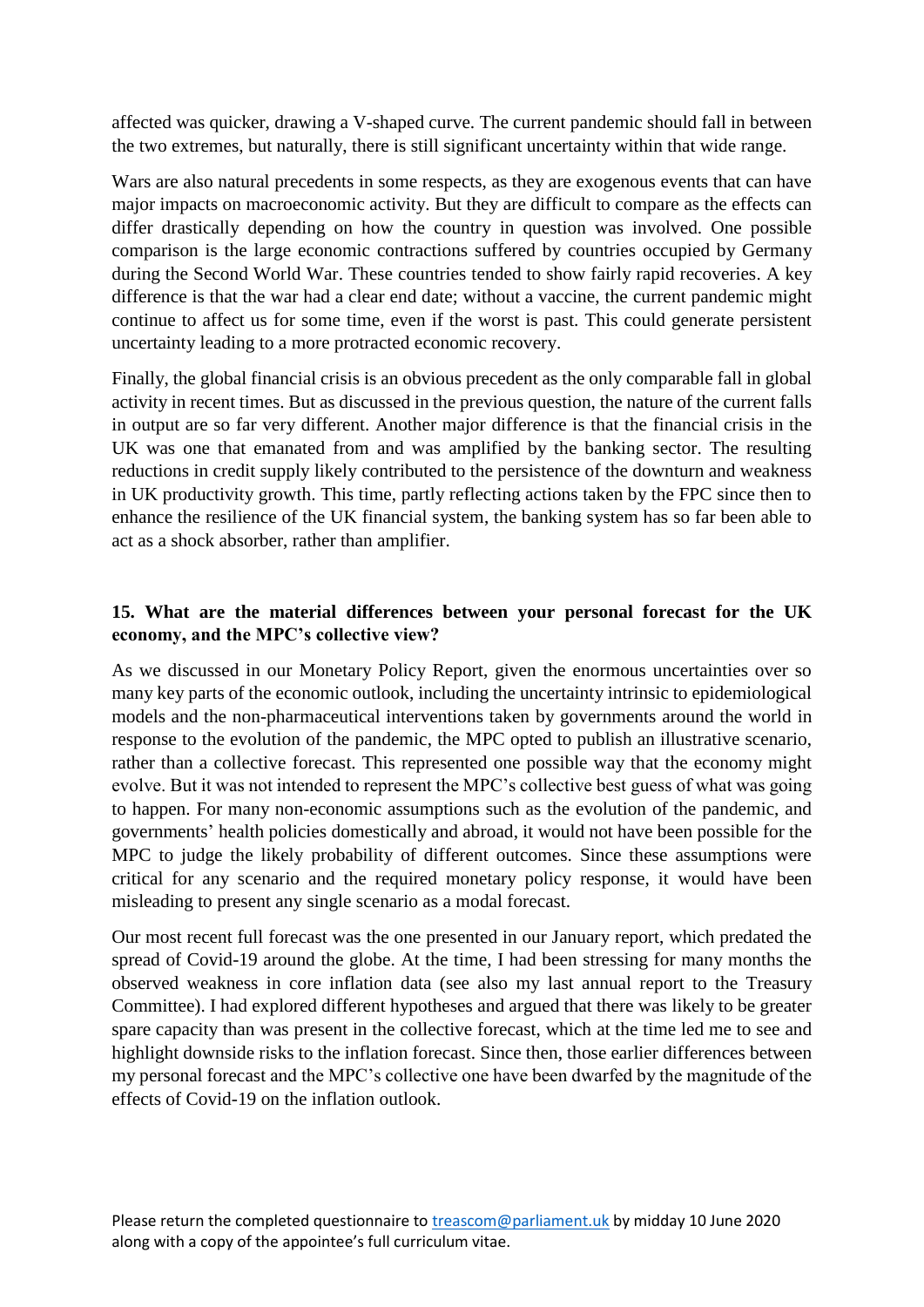affected was quicker, drawing a V-shaped curve. The current pandemic should fall in between the two extremes, but naturally, there is still significant uncertainty within that wide range.

Wars are also natural precedents in some respects, as they are exogenous events that can have major impacts on macroeconomic activity. But they are difficult to compare as the effects can differ drastically depending on how the country in question was involved. One possible comparison is the large economic contractions suffered by countries occupied by Germany during the Second World War. These countries tended to show fairly rapid recoveries. A key difference is that the war had a clear end date; without a vaccine, the current pandemic might continue to affect us for some time, even if the worst is past. This could generate persistent uncertainty leading to a more protracted economic recovery.

Finally, the global financial crisis is an obvious precedent as the only comparable fall in global activity in recent times. But as discussed in the previous question, the nature of the current falls in output are so far very different. Another major difference is that the financial crisis in the UK was one that emanated from and was amplified by the banking sector. The resulting reductions in credit supply likely contributed to the persistence of the downturn and weakness in UK productivity growth. This time, partly reflecting actions taken by the FPC since then to enhance the resilience of the UK financial system, the banking system has so far been able to act as a shock absorber, rather than amplifier.

**15. What are the material differences between your personal forecast for the UK economy, and the MPC's collective view?**

As we discussed in our Monetary Policy Report, given the enormous uncertainties over so many key parts of the economic outlook, including the uncertainty intrinsic to epidemiological models and the non-pharmaceutical interventions taken by governments around the world in response to the evolution of the pandemic, the MPC opted to publish an illustrative scenario, rather than a collective forecast. This represented one possible way that the economy might evolve. But it was not intended to represent the MPC's collective best guess of what was going to happen. For many non-economic assumptions such as the evolution of the pandemic, and governments' health policies domestically and abroad, it would not have been possible for the MPC to judge the likely probability of different outcomes. Since these assumptions were critical for any scenario and the required monetary policy response, it would have been misleading to present any single scenario as a modal forecast.

Our most recent full forecast was the one presented in our January report, which predated the spread of Covid-19 around the globe. At the time, I had been stressing for many months the observed weakness in core inflation data (see also my last annual report to the Treasury Committee). I had explored different hypotheses and argued that there was likely to be greater spare capacity than was present in the collective forecast, which at the time led me to see and highlight downside risks to the inflation forecast. Since then, those earlier differences between my personal forecast and the MPC's collective one have been dwarfed by the magnitude of the effects of Covid-19 on the inflation outlook.

Please return the completed questionnaire to treascom@parliament.uk by midday 10 June 2020 along with a copy of the appointee's full curriculum vitae.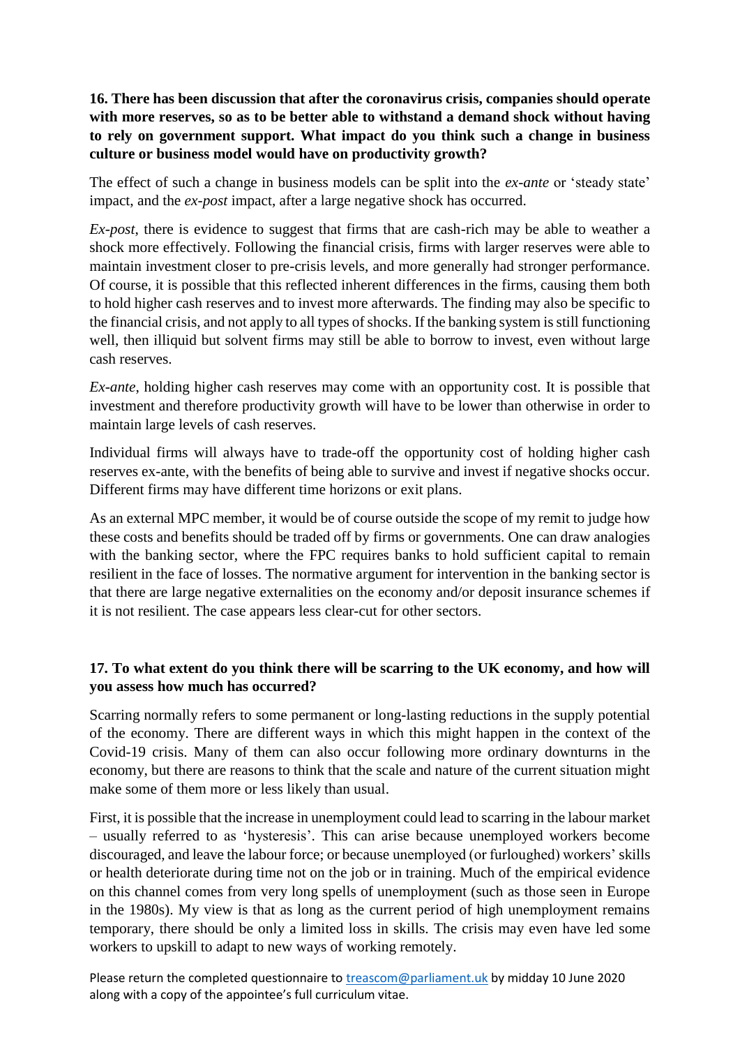**16. There has been discussion that after the coronavirus crisis, companies should operate with more reserves, so as to be better able to withstand a demand shock without having to rely on government support. What impact do you think such a change in business culture or business model would have on productivity growth?**

The effect of such a change in business models can be split into the *ex-ante* or 'steady state' impact, and the *ex-post* impact, after a large negative shock has occurred.

*Ex-post*, there is evidence to suggest that firms that are cash-rich may be able to weather a shock more effectively. Following the financial crisis, firms with larger reserves were able to maintain investment closer to pre-crisis levels, and more generally had stronger performance. Of course, it is possible that this reflected inherent differences in the firms, causing them both to hold higher cash reserves and to invest more afterwards. The finding may also be specific to the financial crisis, and not apply to all types of shocks. If the banking system is still functioning well, then illiquid but solvent firms may still be able to borrow to invest, even without large cash reserves.

*Ex-ante*, holding higher cash reserves may come with an opportunity cost. It is possible that investment and therefore productivity growth will have to be lower than otherwise in order to maintain large levels of cash reserves.

Individual firms will always have to trade-off the opportunity cost of holding higher cash reserves ex-ante, with the benefits of being able to survive and invest if negative shocks occur. Different firms may have different time horizons or exit plans.

As an external MPC member, it would be of course outside the scope of my remit to judge how these costs and benefits should be traded off by firms or governments. One can draw analogies with the banking sector, where the FPC requires banks to hold sufficient capital to remain resilient in the face of losses. The normative argument for intervention in the banking sector is that there are large negative externalities on the economy and/or deposit insurance schemes if it is not resilient. The case appears less clear-cut for other sectors.

**17. To what extent do you think there will be scarring to the UK economy, and how will you assess how much has occurred?**

Scarring normally refers to some permanent or long-lasting reductions in the supply potential of the economy. There are different ways in which this might happen in the context of the Covid-19 crisis. Many of them can also occur following more ordinary downturns in the economy, but there are reasons to think that the scale and nature of the current situation might make some of them more or less likely than usual.

First, it is possible that the increase in unemployment could lead to scarring in the labour market – usually referred to as 'hysteresis'. This can arise because unemployed workers become discouraged, and leave the labour force; or because unemployed (or furloughed) workers' skills or health deteriorate during time not on the job or in training. Much of the empirical evidence on this channel comes from very long spells of unemployment (such as those seen in Europe in the 1980s). My view is that as long as the current period of high unemployment remains temporary, there should be only a limited loss in skills. The crisis may even have led some workers to upskill to adapt to new ways of working remotely.

Please return the completed questionnaire to treascom@parliament.uk by midday 10 June 2020 along with a copy of the appointee's full curriculum vitae.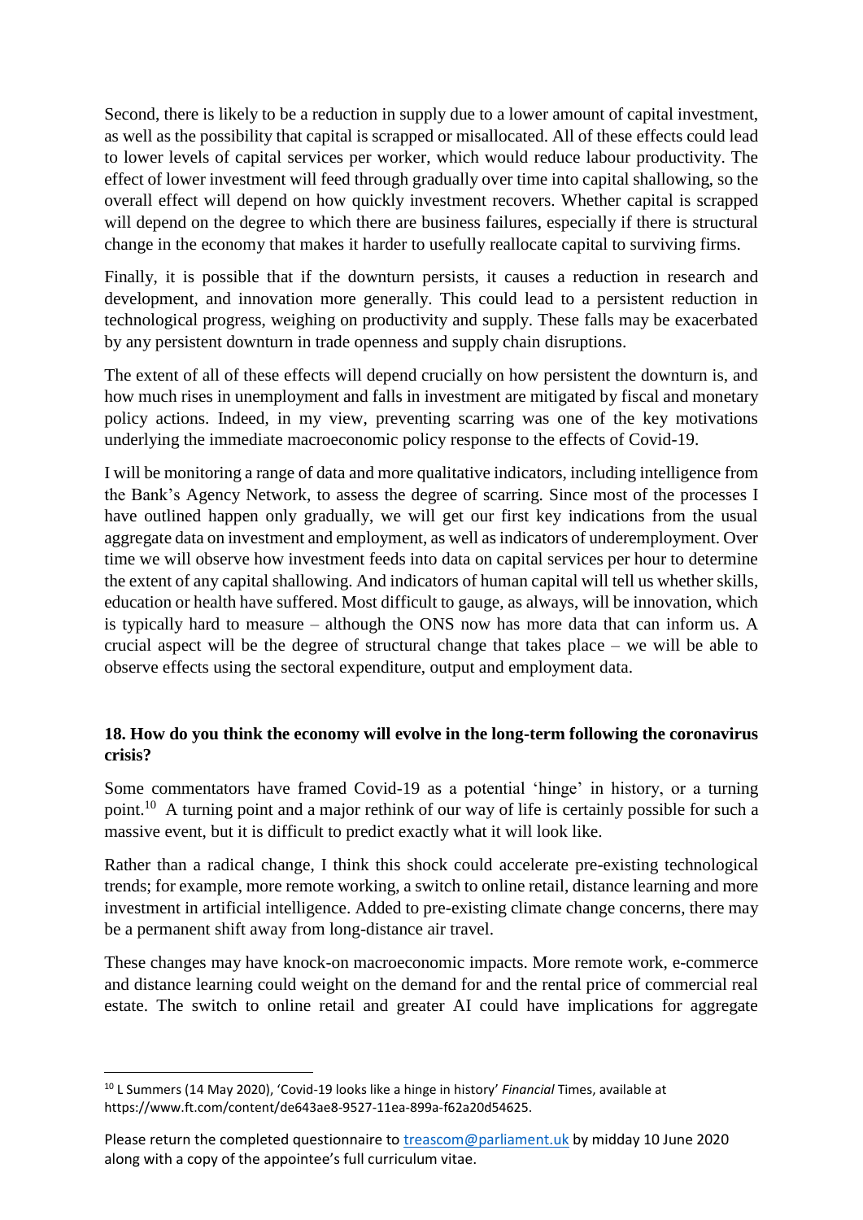Second, there is likely to be a reduction in supply due to a lower amount of capital investment, as well as the possibility that capital is scrapped or misallocated. All of these effects could lead to lower levels of capital services per worker, which would reduce labour productivity. The effect of lower investment will feed through gradually over time into capital shallowing, so the overall effect will depend on how quickly investment recovers. Whether capital is scrapped will depend on the degree to which there are business failures, especially if there is structural change in the economy that makes it harder to usefully reallocate capital to surviving firms.

Finally, it is possible that if the downturn persists, it causes a reduction in research and development, and innovation more generally. This could lead to a persistent reduction in technological progress, weighing on productivity and supply. These falls may be exacerbated by any persistent downturn in trade openness and supply chain disruptions.

The extent of all of these effects will depend crucially on how persistent the downturn is, and how much rises in unemployment and falls in investment are mitigated by fiscal and monetary policy actions. Indeed, in my view, preventing scarring was one of the key motivations underlying the immediate macroeconomic policy response to the effects of Covid-19.

I will be monitoring a range of data and more qualitative indicators, including intelligence from the Bank's Agency Network, to assess the degree of scarring. Since most of the processes I have outlined happen only gradually, we will get our first key indications from the usual aggregate data on investment and employment, as well as indicators of underemployment. Over time we will observe how investment feeds into data on capital services per hour to determine the extent of any capital shallowing. And indicators of human capital will tell us whether skills, education or health have suffered. Most difficult to gauge, as always, will be innovation, which is typically hard to measure – although the ONS now has more data that can inform us. A crucial aspect will be the degree of structural change that takes place – we will be able to observe effects using the sectoral expenditure, output and employment data.

**18. How do you think the economy will evolve in the long-term following the coronavirus crisis?**

Some commentators have framed Covid-19 as a potential 'hinge' in history, or a turning point.[10] A turning point and a major rethink of our way of life is certainly possible for such a massive event, but it is difficult to predict exactly what it will look like.

Rather than a radical change, I think this shock could accelerate pre-existing technological trends; for example, more remote working, a switch to online retail, distance learning and more investment in artificial intelligence. Added to pre-existing climate change concerns, there may be a permanent shift away from long-distance air travel.

These changes may have knock-on macroeconomic impacts. More remote work, e-commerce and distance learning could weight on the demand for and the rental price of commercial real estate. The switch to online retail and greater AI could have implications for aggregate

[10] L Summers (14 May 2020), 'Covid-19 looks like a hinge in history' *Financial* Times, available at https://www.ft.com/content/de643ae8-9527-11ea-899a-f62a20d54625.

Please return the completed questionnaire to treascom@parliament.uk by midday 10 June 2020 along with a copy of the appointee's full curriculum vitae.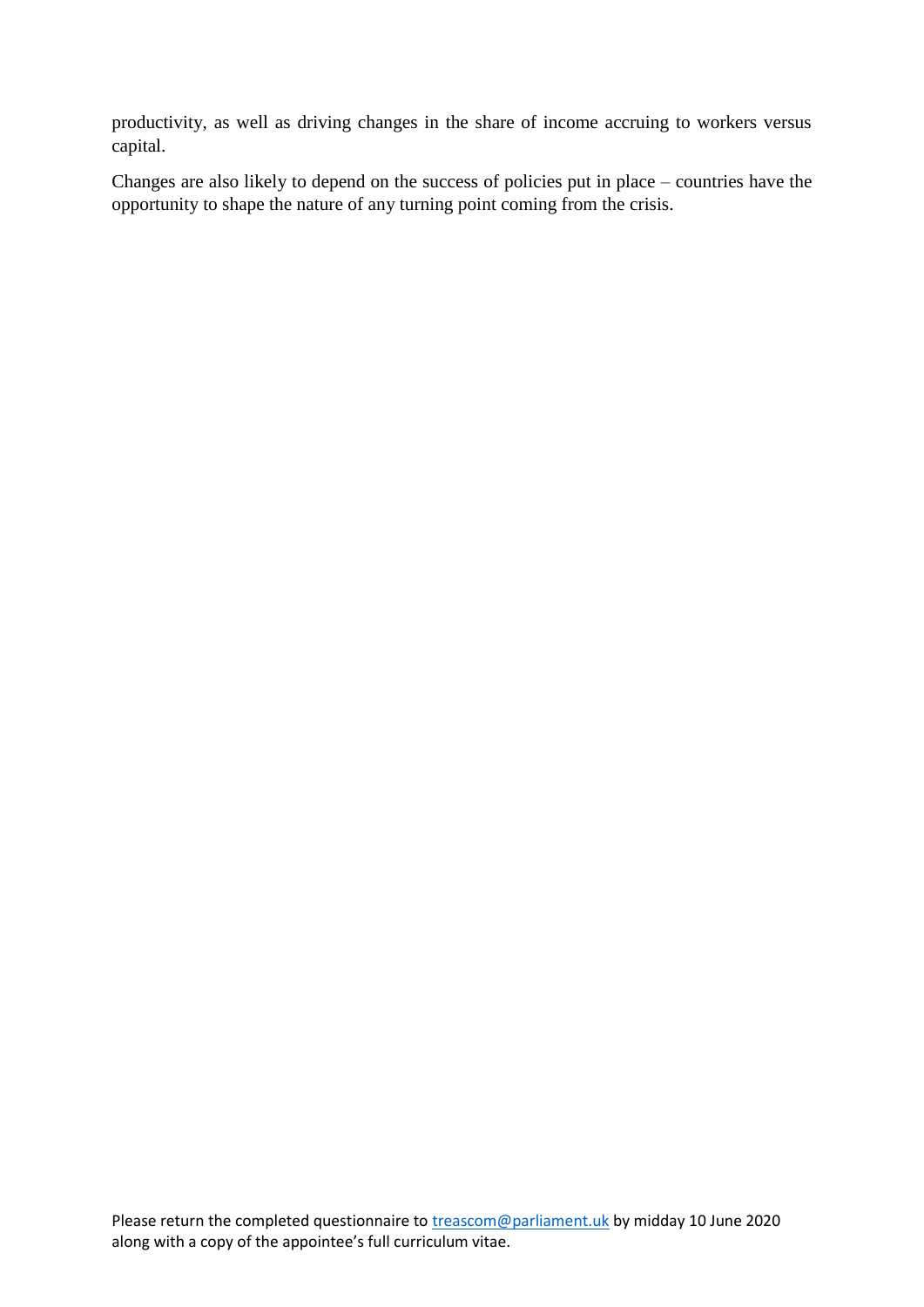productivity, as well as driving changes in the share of income accruing to workers versus capital.

Changes are also likely to depend on the success of policies put in place – countries have the opportunity to shape the nature of any turning point coming from the crisis.